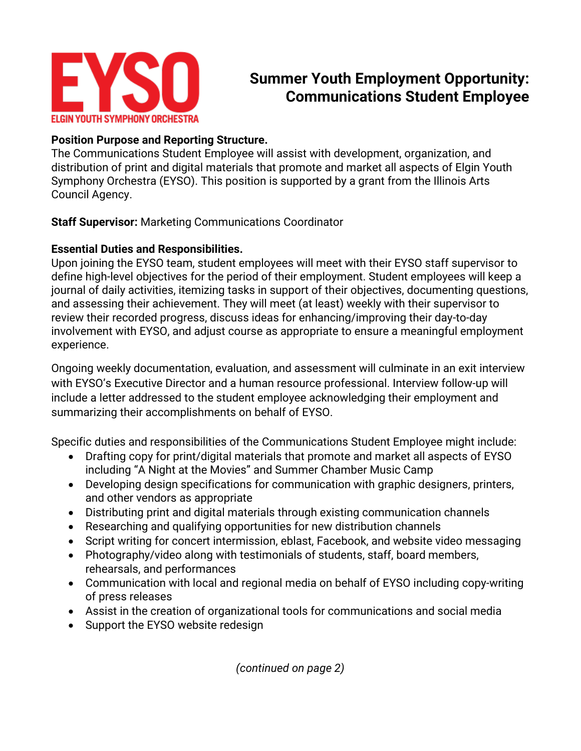EYSO

ELGIN YOUTH SYMPHONY ORCHESTRA

# Summer Youth Employment Opportunity: Communications Student Employee

**Position Purpose and Reporting Structure.**
The Communications Student Employee will assist with development, organization, and distribution of print and digital materials that promote and market all aspects of Elgin Youth Symphony Orchestra (EYSO). This position is supported by a grant from the Illinois Arts Council Agency.

**Staff Supervisor:** Marketing Communications Coordinator

**Essential Duties and Responsibilities.**
Upon joining the EYSO team, student employees will meet with their EYSO staff supervisor to define high-level objectives for the period of their employment. Student employees will keep a journal of daily activities, itemizing tasks in support of their objectives, documenting questions, and assessing their achievement. They will meet (at least) weekly with their supervisor to review their recorded progress, discuss ideas for enhancing/improving their day-to-day involvement with EYSO, and adjust course as appropriate to ensure a meaningful employment experience.

Ongoing weekly documentation, evaluation, and assessment will culminate in an exit interview with EYSO's Executive Director and a human resource professional. Interview follow-up will include a letter addressed to the student employee acknowledging their employment and summarizing their accomplishments on behalf of EYSO.

Specific duties and responsibilities of the Communications Student Employee might include:

- Drafting copy for print/digital materials that promote and market all aspects of EYSO including "A Night at the Movies" and Summer Chamber Music Camp
- Developing design specifications for communication with graphic designers, printers, and other vendors as appropriate
- Distributing print and digital materials through existing communication channels
- Researching and qualifying opportunities for new distribution channels
- Script writing for concert intermission, eblast, Facebook, and website video messaging
- Photography/video along with testimonials of students, staff, board members, rehearsals, and performances
- Communication with local and regional media on behalf of EYSO including copy-writing of press releases
- Assist in the creation of organizational tools for communications and social media
- Support the EYSO website redesign

*(continued on page 2)*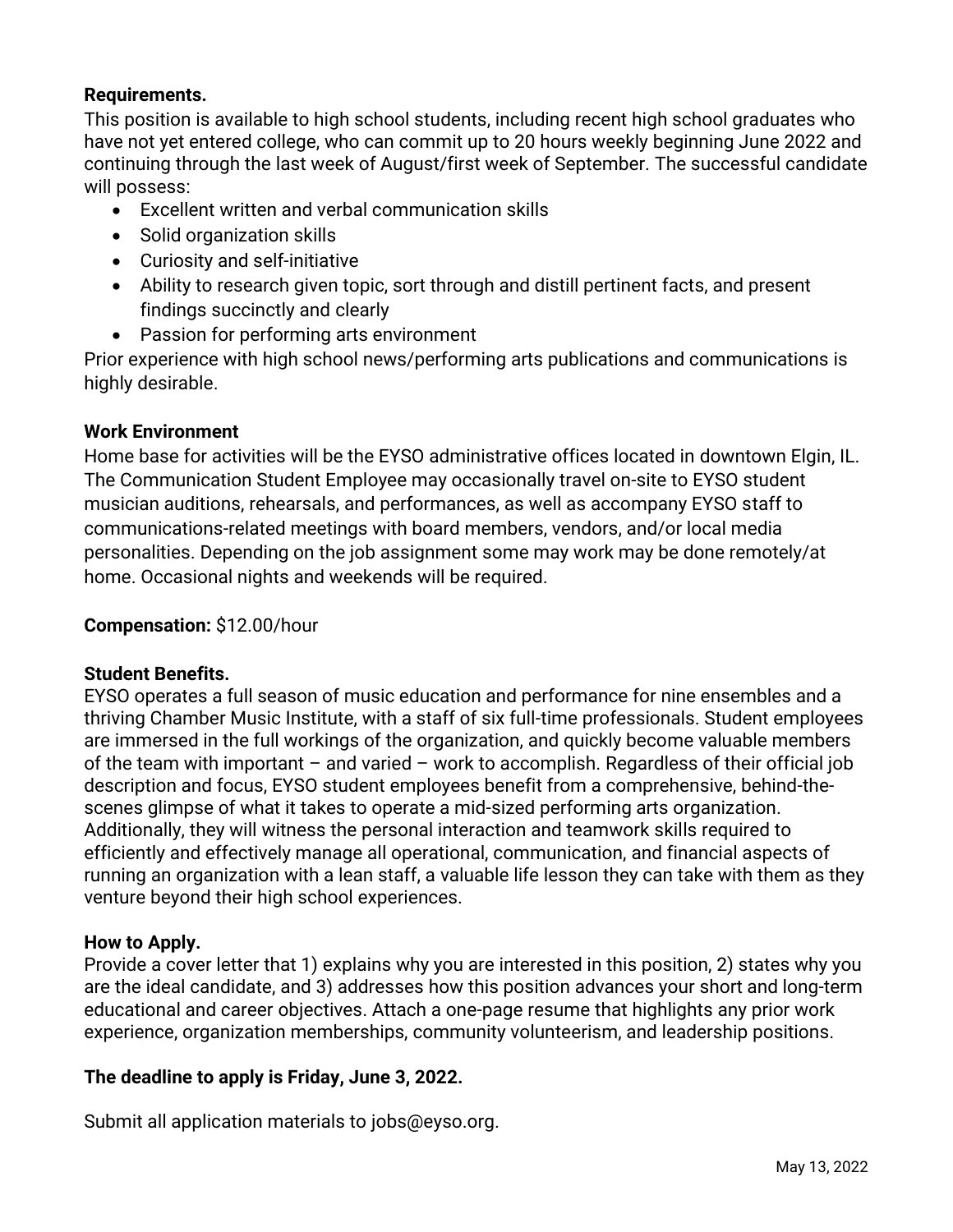**Requirements.**
This position is available to high school students, including recent high school graduates who have not yet entered college, who can commit up to 20 hours weekly beginning June 2022 and continuing through the last week of August/first week of September. The successful candidate will possess:

- Excellent written and verbal communication skills
- Solid organization skills
- Curiosity and self-initiative
- Ability to research given topic, sort through and distill pertinent facts, and present findings succinctly and clearly
- Passion for performing arts environment

Prior experience with high school news/performing arts publications and communications is highly desirable.

**Work Environment**
Home base for activities will be the EYSO administrative offices located in downtown Elgin, IL. The Communication Student Employee may occasionally travel on-site to EYSO student musician auditions, rehearsals, and performances, as well as accompany EYSO staff to communications-related meetings with board members, vendors, and/or local media personalities. Depending on the job assignment some may work may be done remotely/at home. Occasional nights and weekends will be required.

**Compensation:** $12.00/hour

**Student Benefits.**
EYSO operates a full season of music education and performance for nine ensembles and a thriving Chamber Music Institute, with a staff of six full-time professionals. Student employees are immersed in the full workings of the organization, and quickly become valuable members of the team with important – and varied – work to accomplish. Regardless of their official job description and focus, EYSO student employees benefit from a comprehensive, behind-the-scenes glimpse of what it takes to operate a mid-sized performing arts organization. Additionally, they will witness the personal interaction and teamwork skills required to efficiently and effectively manage all operational, communication, and financial aspects of running an organization with a lean staff, a valuable life lesson they can take with them as they venture beyond their high school experiences.

**How to Apply.**
Provide a cover letter that 1) explains why you are interested in this position, 2) states why you are the ideal candidate, and 3) addresses how this position advances your short and long-term educational and career objectives. Attach a one-page resume that highlights any prior work experience, organization memberships, community volunteerism, and leadership positions.

**The deadline to apply is Friday, June 3, 2022.**

Submit all application materials to jobs@eyso.org.

May 13, 2022